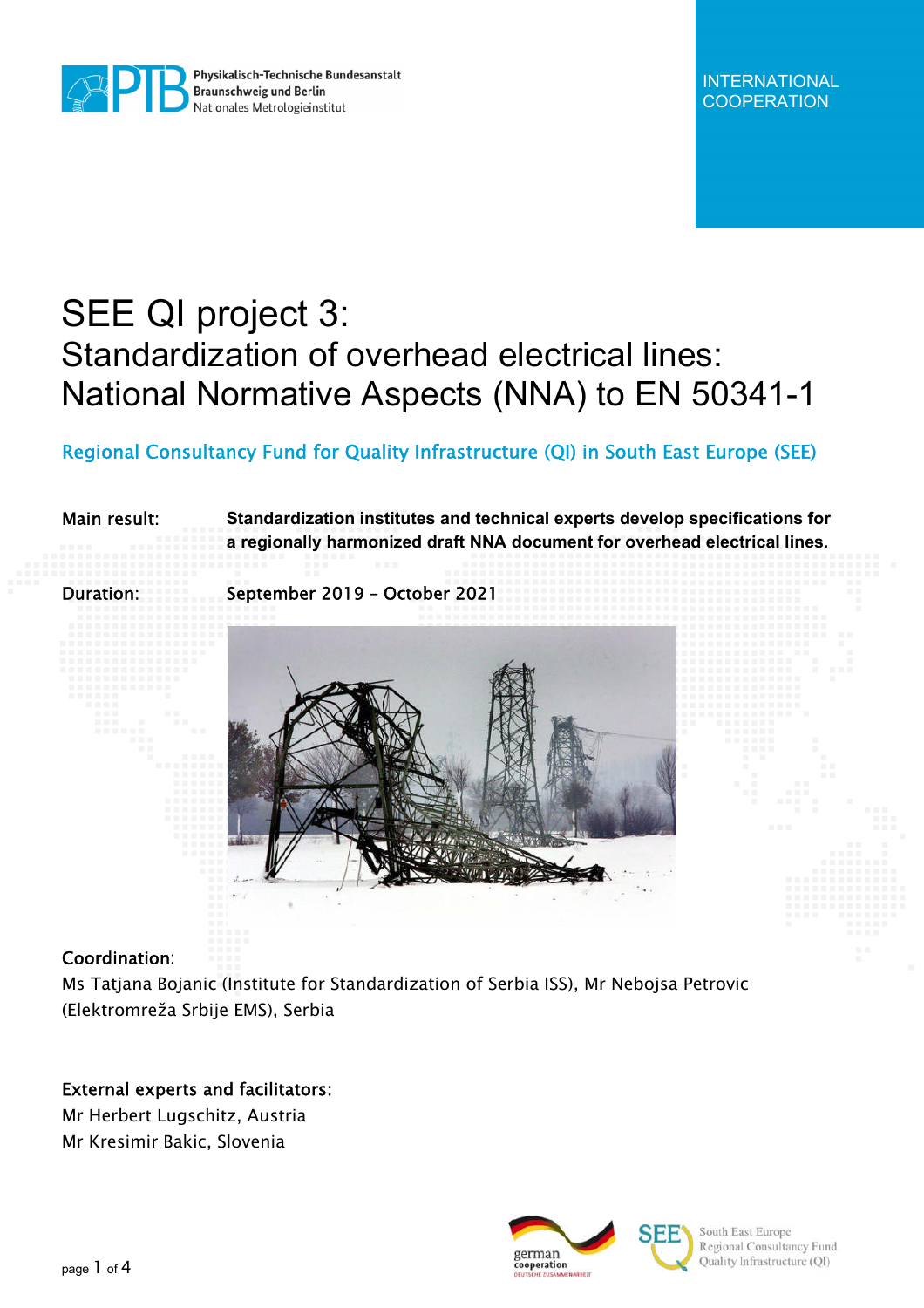Physikalisch-Technische Bundesanstalt
Braunschweig und Berlin
Nationales Metrologieinstitut

INTERNATIONAL COOPERATION

# SEE QI project 3: Standardization of overhead electrical lines: National Normative Aspects (NNA) to EN 50341-1

Regional Consultancy Fund for Quality Infrastructure (QI) in South East Europe (SEE)

**Main result:** **Standardization institutes and technical experts develop specifications for a regionally harmonized draft NNA document for overhead electrical lines.**

**Duration:** September 2019 – October 2021

**Coordination:**
Ms Tatjana Bojanic (Institute for Standardization of Serbia ISS), Mr Nebojsa Petrovic (Elektromreža Srbije EMS), Serbia

**External experts and facilitators:**
Mr Herbert Lugschitz, Austria
Mr Kresimir Bakic, Slovenia

german cooperation DEUTSCHE ZUSAMMENARBEIT

SEE South East Europe Regional Consultancy Fund Quality Infrastructure (QI)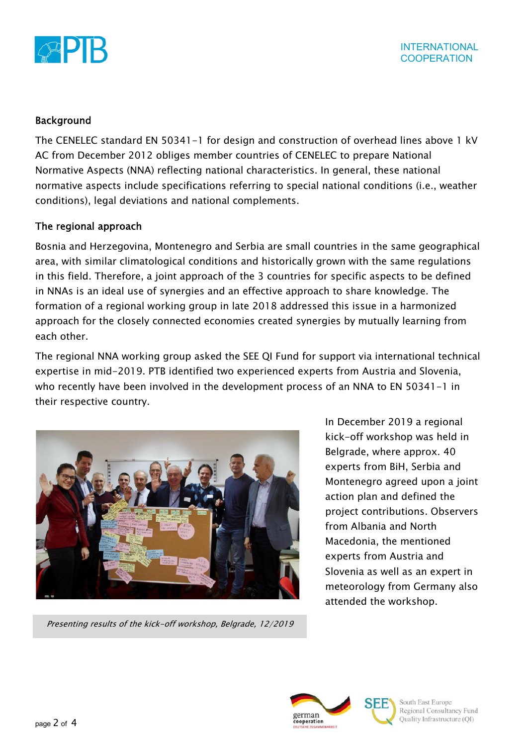## Background

The CENELEC standard EN 50341-1 for design and construction of overhead lines above 1 kV AC from December 2012 obliges member countries of CENELEC to prepare National Normative Aspects (NNA) reflecting national characteristics. In general, these national normative aspects include specifications referring to special national conditions (i.e., weather conditions), legal deviations and national complements.

## The regional approach

Bosnia and Herzegovina, Montenegro and Serbia are small countries in the same geographical area, with similar climatological conditions and historically grown with the same regulations in this field. Therefore, a joint approach of the 3 countries for specific aspects to be defined in NNAs is an ideal use of synergies and an effective approach to share knowledge. The formation of a regional working group in late 2018 addressed this issue in a harmonized approach for the closely connected economies created synergies by mutually learning from each other.

The regional NNA working group asked the SEE QI Fund for support via international technical expertise in mid-2019. PTB identified two experienced experts from Austria and Slovenia, who recently have been involved in the development process of an NNA to EN 50341-1 in their respective country.

*Presenting results of the kick-off workshop, Belgrade, 12/2019*

In December 2019 a regional kick-off workshop was held in Belgrade, where approx. 40 experts from BiH, Serbia and Montenegro agreed upon a joint action plan and defined the project contributions. Observers from Albania and North Macedonia, the mentioned experts from Austria and Slovenia as well as an expert in meteorology from Germany also attended the workshop.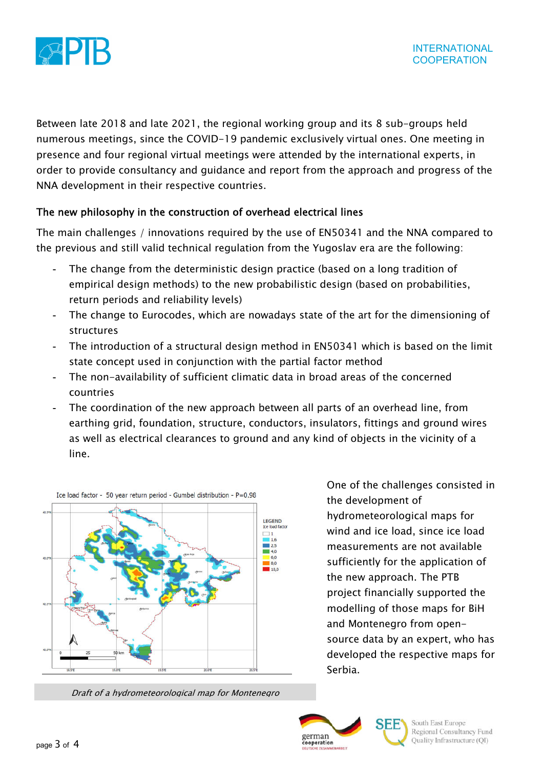Between late 2018 and late 2021, the regional working group and its 8 sub-groups held numerous meetings, since the COVID-19 pandemic exclusively virtual ones. One meeting in presence and four regional virtual meetings were attended by the international experts, in order to provide consultancy and guidance and report from the approach and progress of the NNA development in their respective countries.

## The new philosophy in the construction of overhead electrical lines

The main challenges / innovations required by the use of EN50341 and the NNA compared to the previous and still valid technical regulation from the Yugoslav era are the following:

- The change from the deterministic design practice (based on a long tradition of empirical design methods) to the new probabilistic design (based on probabilities, return periods and reliability levels)
- The change to Eurocodes, which are nowadays state of the art for the dimensioning of structures
- The introduction of a structural design method in EN50341 which is based on the limit state concept used in conjunction with the partial factor method
- The non-availability of sufficient climatic data in broad areas of the concerned countries
- The coordination of the new approach between all parts of an overhead line, from earthing grid, foundation, structure, conductors, insulators, fittings and ground wires as well as electrical clearances to ground and any kind of objects in the vicinity of a line.

One of the challenges consisted in the development of hydrometeorological maps for wind and ice load, since ice load measurements are not available sufficiently for the application of the new approach. The PTB project financially supported the modelling of those maps for BiH and Montenegro from open-source data by an expert, who has developed the respective maps for Serbia.

*Draft of a hydrometeorological map for Montenegro*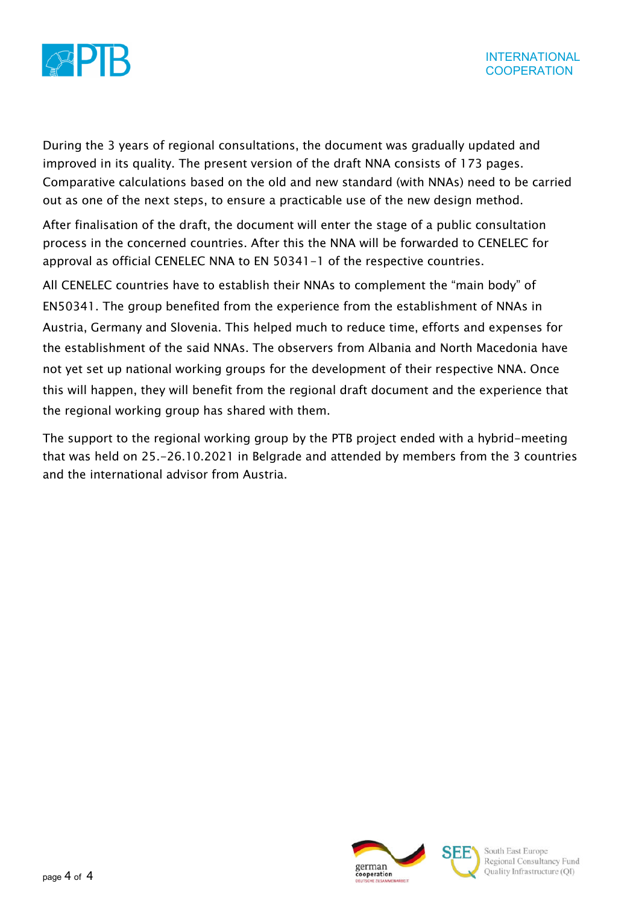During the 3 years of regional consultations, the document was gradually updated and improved in its quality. The present version of the draft NNA consists of 173 pages. Comparative calculations based on the old and new standard (with NNAs) need to be carried out as one of the next steps, to ensure a practicable use of the new design method.

After finalisation of the draft, the document will enter the stage of a public consultation process in the concerned countries. After this the NNA will be forwarded to CENELEC for approval as official CENELEC NNA to EN 50341-1 of the respective countries.

All CENELEC countries have to establish their NNAs to complement the "main body" of EN50341. The group benefited from the experience from the establishment of NNAs in Austria, Germany and Slovenia. This helped much to reduce time, efforts and expenses for the establishment of the said NNAs. The observers from Albania and North Macedonia have not yet set up national working groups for the development of their respective NNA. Once this will happen, they will benefit from the regional draft document and the experience that the regional working group has shared with them.

The support to the regional working group by the PTB project ended with a hybrid-meeting that was held on 25.-26.10.2021 in Belgrade and attended by members from the 3 countries and the international advisor from Austria.